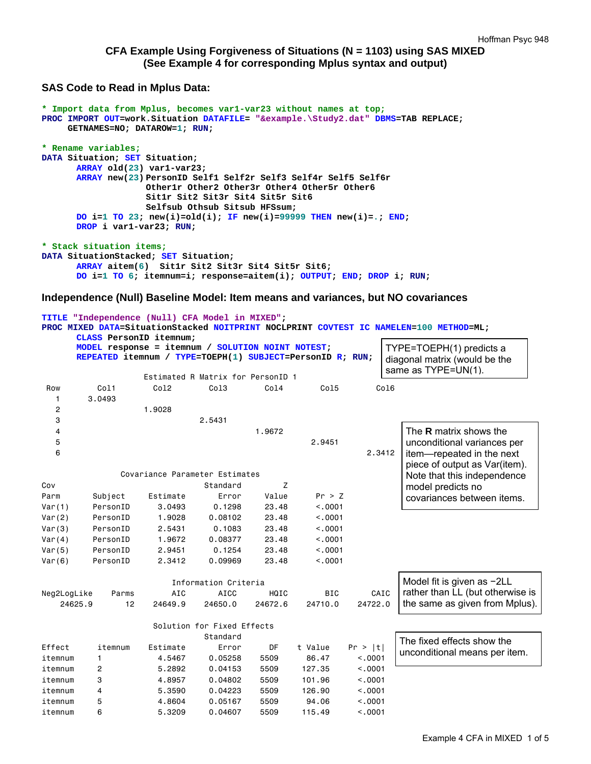# CFA Example Using Forgiveness of Situations (N = 1103) using SAS MIXED
## (See Example 4 for corresponding Mplus syntax and output)

### SAS Code to Read in Mplus Data:

```
* Import data from Mplus, becomes var1-var23 without names at top;
PROC IMPORT OUT=work.Situation DATAFILE= "&example.\Study2.dat" DBMS=TAB REPLACE;
     GETNAMES=NO; DATAROW=1; RUN;

* Rename variables;
DATA Situation; SET Situation;
       ARRAY old(23) var1-var23;
       ARRAY new(23) PersonID Self1 Self2r Self3 Self4r Self5 Self6r
                     Other1r Other2 Other3r Other4 Other5r Other6
                     Sit1r Sit2 Sit3r Sit4 Sit5r Sit6
                     Selfsub Othsub Sitsub HFSsum;
       DO i=1 TO 23; new(i)=old(i); IF new(i)=99999 THEN new(i)=.; END;
       DROP i var1-var23; RUN;

* Stack situation items;
DATA SituationStacked; SET Situation;
       ARRAY aitem(6)  Sit1r Sit2 Sit3r Sit4 Sit5r Sit6;
       DO i=1 TO 6; itemnum=i; response=aitem(i); OUTPUT; END; DROP i; RUN;
```

### Independence (Null) Baseline Model: Item means and variances, but NO covariances

```
TITLE "Independence (Null) CFA Model in MIXED";
PROC MIXED DATA=SituationStacked NOITPRINT NOCLPRINT COVTEST IC NAMELEN=100 METHOD=ML;
       CLASS PersonID itemnum;
       MODEL response = itemnum / SOLUTION NOINT NOTEST;
       REPEATED itemnum / TYPE=TOEPH(1) SUBJECT=PersonID R; RUN;
```

TYPE=TOEPH(1) predicts a diagonal matrix (would be the same as TYPE=UN(1)).

Estimated R Matrix for PersonID 1

| Row | Col1 | Col2 | Col3 | Col4 | Col5 | Col6 |
|---|---|---|---|---|---|---|
| 1 | 3.0493 | | | | | |
| 2 | | 1.9028 | | | | |
| 3 | | | 2.5431 | | | |
| 4 | | | | 1.9672 | | |
| 5 | | | | | 2.9451 | |
| 6 | | | | | | 2.3412 |

The **R** matrix shows the unconditional variances per item—repeated in the next piece of output as Var(item). Note that this independence model predicts no covariances between items.

Covariance Parameter Estimates

| Cov Parm | Subject | Estimate | Standard Error | Z Value | Pr > Z |
|---|---|---|---|---|---|
| Var(1) | PersonID | 3.0493 | 0.1298 | 23.48 | <.0001 |
| Var(2) | PersonID | 1.9028 | 0.08102 | 23.48 | <.0001 |
| Var(3) | PersonID | 2.5431 | 0.1083 | 23.48 | <.0001 |
| Var(4) | PersonID | 1.9672 | 0.08377 | 23.48 | <.0001 |
| Var(5) | PersonID | 2.9451 | 0.1254 | 23.48 | <.0001 |
| Var(6) | PersonID | 2.3412 | 0.09969 | 23.48 | <.0001 |

Information Criteria

| Neg2LogLike | Parms | AIC | AICC | HQIC | BIC | CAIC |
|---|---|---|---|---|---|---|
| 24625.9 | 12 | 24649.9 | 24650.0 | 24672.6 | 24710.0 | 24722.0 |

Model fit is given as −2LL rather than LL (but otherwise is the same as given from Mplus).

Solution for Fixed Effects

| Effect | itemnum | Estimate | Standard Error | DF | t Value | Pr > \|t\| |
|---|---|---|---|---|---|---|
| itemnum | 1 | 4.5467 | 0.05258 | 5509 | 86.47 | <.0001 |
| itemnum | 2 | 5.2892 | 0.04153 | 5509 | 127.35 | <.0001 |
| itemnum | 3 | 4.8957 | 0.04802 | 5509 | 101.96 | <.0001 |
| itemnum | 4 | 5.3590 | 0.04223 | 5509 | 126.90 | <.0001 |
| itemnum | 5 | 4.8604 | 0.05167 | 5509 | 94.06 | <.0001 |
| itemnum | 6 | 5.3209 | 0.04607 | 5509 | 115.49 | <.0001 |

The fixed effects show the unconditional means per item.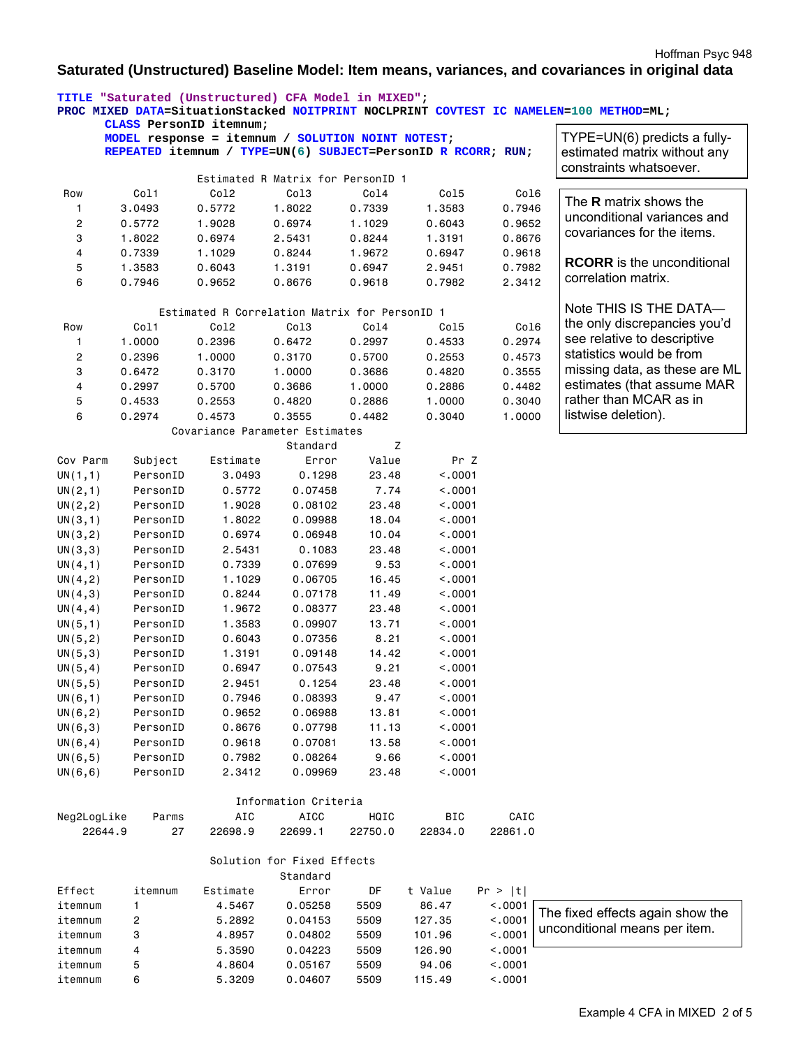## Saturated (Unstructured) Baseline Model: Item means, variances, and covariances in original data

```
TITLE "Saturated (Unstructured) CFA Model in MIXED";
PROC MIXED DATA=SituationStacked NOITPRINT NOCLPRINT COVTEST IC NAMELEN=100 METHOD=ML;
     CLASS PersonID itemnum;
     MODEL response = itemnum / SOLUTION NOINT NOTEST;
     REPEATED itemnum / TYPE=UN(6) SUBJECT=PersonID R RCORR; RUN;
```

TYPE=UN(6) predicts a fully-estimated matrix without any constraints whatsoever.

**Estimated R Matrix for PersonID 1**

| Row | Col1 | Col2 | Col3 | Col4 | Col5 | Col6 |
|---|---|---|---|---|---|---|
| 1 | 3.0493 | 0.5772 | 1.8022 | 0.7339 | 1.3583 | 0.7946 |
| 2 | 0.5772 | 1.9028 | 0.6974 | 1.1029 | 0.6043 | 0.9652 |
| 3 | 1.8022 | 0.6974 | 2.5431 | 0.8244 | 1.3191 | 0.8676 |
| 4 | 0.7339 | 1.1029 | 0.8244 | 1.9672 | 0.6947 | 0.9618 |
| 5 | 1.3583 | 0.6043 | 1.3191 | 0.6947 | 2.9451 | 0.7982 |
| 6 | 0.7946 | 0.9652 | 0.8676 | 0.9618 | 0.7982 | 2.3412 |

The **R** matrix shows the unconditional variances and covariances for the items.

**RCORR** is the unconditional correlation matrix.

Note THIS IS THE DATA—the only discrepancies you'd see relative to descriptive statistics would be from missing data, as these are ML estimates (that assume MAR rather than MCAR as in listwise deletion).

**Estimated R Correlation Matrix for PersonID 1**

| Row | Col1 | Col2 | Col3 | Col4 | Col5 | Col6 |
|---|---|---|---|---|---|---|
| 1 | 1.0000 | 0.2396 | 0.6472 | 0.2997 | 0.4533 | 0.2974 |
| 2 | 0.2396 | 1.0000 | 0.3170 | 0.5700 | 0.2553 | 0.4573 |
| 3 | 0.6472 | 0.3170 | 1.0000 | 0.3686 | 0.4820 | 0.3555 |
| 4 | 0.2997 | 0.5700 | 0.3686 | 1.0000 | 0.2886 | 0.4482 |
| 5 | 0.4533 | 0.2553 | 0.4820 | 0.2886 | 1.0000 | 0.3040 |
| 6 | 0.2974 | 0.4573 | 0.3555 | 0.4482 | 0.3040 | 1.0000 |

**Covariance Parameter Estimates**

| Cov Parm | Subject | Estimate | Standard Error | Z Value | Pr Z |
|---|---|---|---|---|---|
| UN(1,1) | PersonID | 3.0493 | 0.1298 | 23.48 | <.0001 |
| UN(2,1) | PersonID | 0.5772 | 0.07458 | 7.74 | <.0001 |
| UN(2,2) | PersonID | 1.9028 | 0.08102 | 23.48 | <.0001 |
| UN(3,1) | PersonID | 1.8022 | 0.09988 | 18.04 | <.0001 |
| UN(3,2) | PersonID | 0.6974 | 0.06948 | 10.04 | <.0001 |
| UN(3,3) | PersonID | 2.5431 | 0.1083 | 23.48 | <.0001 |
| UN(4,1) | PersonID | 0.7339 | 0.07699 | 9.53 | <.0001 |
| UN(4,2) | PersonID | 1.1029 | 0.06705 | 16.45 | <.0001 |
| UN(4,3) | PersonID | 0.8244 | 0.07178 | 11.49 | <.0001 |
| UN(4,4) | PersonID | 1.9672 | 0.08377 | 23.48 | <.0001 |
| UN(5,1) | PersonID | 1.3583 | 0.09907 | 13.71 | <.0001 |
| UN(5,2) | PersonID | 0.6043 | 0.07356 | 8.21 | <.0001 |
| UN(5,3) | PersonID | 1.3191 | 0.09148 | 14.42 | <.0001 |
| UN(5,4) | PersonID | 0.6947 | 0.07543 | 9.21 | <.0001 |
| UN(5,5) | PersonID | 2.9451 | 0.1254 | 23.48 | <.0001 |
| UN(6,1) | PersonID | 0.7946 | 0.08393 | 9.47 | <.0001 |
| UN(6,2) | PersonID | 0.9652 | 0.06988 | 13.81 | <.0001 |
| UN(6,3) | PersonID | 0.8676 | 0.07798 | 11.13 | <.0001 |
| UN(6,4) | PersonID | 0.9618 | 0.07081 | 13.58 | <.0001 |
| UN(6,5) | PersonID | 0.7982 | 0.08264 | 9.66 | <.0001 |
| UN(6,6) | PersonID | 2.3412 | 0.09969 | 23.48 | <.0001 |

**Information Criteria**

| Neg2LogLike | Parms | AIC | AICC | HQIC | BIC | CAIC |
|---|---|---|---|---|---|---|
| 22644.9 | 27 | 22698.9 | 22699.1 | 22750.0 | 22834.0 | 22861.0 |

**Solution for Fixed Effects**

| Effect | itemnum | Estimate | Standard Error | DF | t Value | Pr > \|t\| |
|---|---|---|---|---|---|---|
| itemnum | 1 | 4.5467 | 0.05258 | 5509 | 86.47 | <.0001 |
| itemnum | 2 | 5.2892 | 0.04153 | 5509 | 127.35 | <.0001 |
| itemnum | 3 | 4.8957 | 0.04802 | 5509 | 101.96 | <.0001 |
| itemnum | 4 | 5.3590 | 0.04223 | 5509 | 126.90 | <.0001 |
| itemnum | 5 | 4.8604 | 0.05167 | 5509 | 94.06 | <.0001 |
| itemnum | 6 | 5.3209 | 0.04607 | 5509 | 115.49 | <.0001 |

The fixed effects again show the unconditional means per item.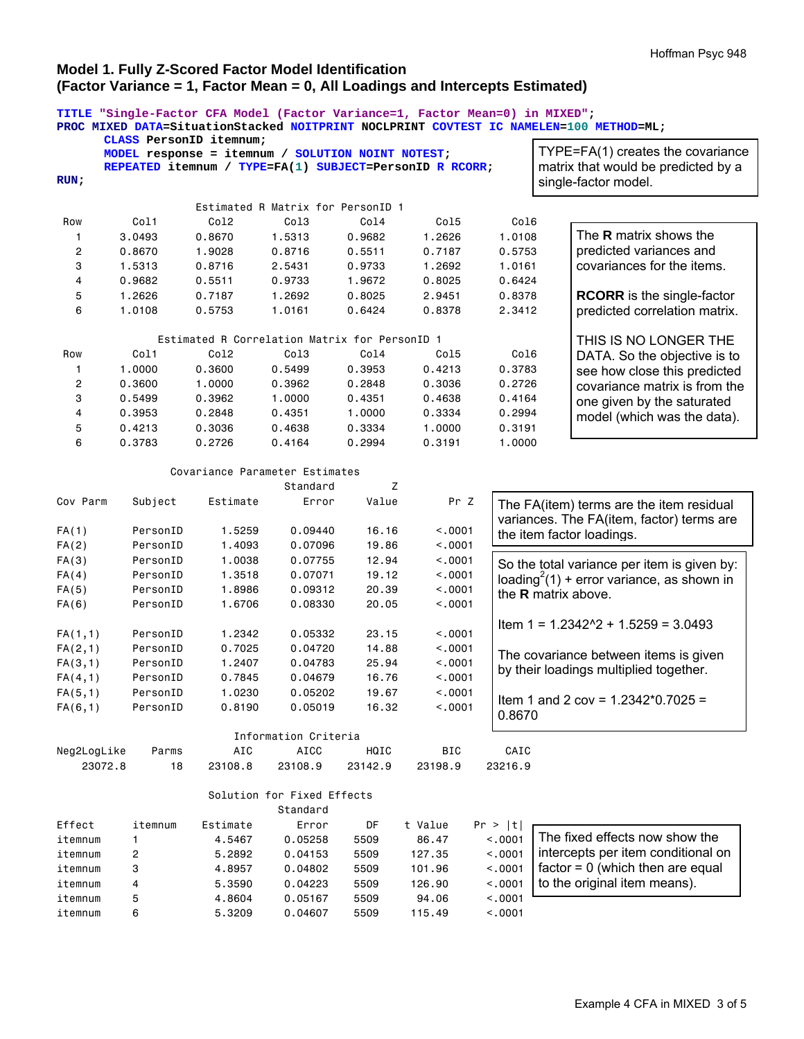## Model 1. Fully Z-Scored Factor Model Identification
## (Factor Variance = 1, Factor Mean = 0, All Loadings and Intercepts Estimated)

```
TITLE "Single-Factor CFA Model (Factor Variance=1, Factor Mean=0) in MIXED";
PROC MIXED DATA=SituationStacked NOITPRINT NOCLPRINT COVTEST IC NAMELEN=100 METHOD=ML;
     CLASS PersonID itemnum;
     MODEL response = itemnum / SOLUTION NOINT NOTEST;
     REPEATED itemnum / TYPE=FA(1) SUBJECT=PersonID R RCORR;
RUN;
```

TYPE=FA(1) creates the covariance matrix that would be predicted by a single-factor model.

Estimated R Matrix for PersonID 1

| Row | Col1 | Col2 | Col3 | Col4 | Col5 | Col6 |
|---|---|---|---|---|---|---|
| 1 | 3.0493 | 0.8670 | 1.5313 | 0.9682 | 1.2626 | 1.0108 |
| 2 | 0.8670 | 1.9028 | 0.8716 | 0.5511 | 0.7187 | 0.5753 |
| 3 | 1.5313 | 0.8716 | 2.5431 | 0.9733 | 1.2692 | 1.0161 |
| 4 | 0.9682 | 0.5511 | 0.9733 | 1.9672 | 0.8025 | 0.6424 |
| 5 | 1.2626 | 0.7187 | 1.2692 | 0.8025 | 2.9451 | 0.8378 |
| 6 | 1.0108 | 0.5753 | 1.0161 | 0.6424 | 0.8378 | 2.3412 |

Estimated R Correlation Matrix for PersonID 1

| Row | Col1 | Col2 | Col3 | Col4 | Col5 | Col6 |
|---|---|---|---|---|---|---|
| 1 | 1.0000 | 0.3600 | 0.5499 | 0.3953 | 0.4213 | 0.3783 |
| 2 | 0.3600 | 1.0000 | 0.3962 | 0.2848 | 0.3036 | 0.2726 |
| 3 | 0.5499 | 0.3962 | 1.0000 | 0.4351 | 0.4638 | 0.4164 |
| 4 | 0.3953 | 0.2848 | 0.4351 | 1.0000 | 0.3334 | 0.2994 |
| 5 | 0.4213 | 0.3036 | 0.4638 | 0.3334 | 1.0000 | 0.3191 |
| 6 | 0.3783 | 0.2726 | 0.4164 | 0.2994 | 0.3191 | 1.0000 |

The **R** matrix shows the predicted variances and covariances for the items.

**RCORR** is the single-factor predicted correlation matrix.

THIS IS NO LONGER THE DATA. So the objective is to see how close this predicted covariance matrix is from the one given by the saturated model (which was the data).

Covariance Parameter Estimates

| Cov Parm | Subject | Estimate | Standard Error | Z Value | Pr Z |
|---|---|---|---|---|---|
| FA(1) | PersonID | 1.5259 | 0.09440 | 16.16 | <.0001 |
| FA(2) | PersonID | 1.4093 | 0.07096 | 19.86 | <.0001 |
| FA(3) | PersonID | 1.0038 | 0.07755 | 12.94 | <.0001 |
| FA(4) | PersonID | 1.3518 | 0.07071 | 19.12 | <.0001 |
| FA(5) | PersonID | 1.8986 | 0.09312 | 20.39 | <.0001 |
| FA(6) | PersonID | 1.6706 | 0.08330 | 20.05 | <.0001 |
| FA(1,1) | PersonID | 1.2342 | 0.05332 | 23.15 | <.0001 |
| FA(2,1) | PersonID | 0.7025 | 0.04720 | 14.88 | <.0001 |
| FA(3,1) | PersonID | 1.2407 | 0.04783 | 25.94 | <.0001 |
| FA(4,1) | PersonID | 0.7845 | 0.04679 | 16.76 | <.0001 |
| FA(5,1) | PersonID | 1.0230 | 0.05202 | 19.67 | <.0001 |
| FA(6,1) | PersonID | 0.8190 | 0.05019 | 16.32 | <.0001 |

The FA(item) terms are the item residual variances. The FA(item, factor) terms are the item factor loadings.

So the total variance per item is given by: loading$^2$(1) + error variance, as shown in the **R** matrix above.

Item 1 = 1.2342^2 + 1.5259 = 3.0493

The covariance between items is given by their loadings multiplied together.

Item 1 and 2 cov = 1.2342*0.7025 = 0.8670

Information Criteria

| Neg2LogLike | Parms | AIC | AICC | HQIC | BIC | CAIC |
|---|---|---|---|---|---|---|
| 23072.8 | 18 | 23108.8 | 23108.9 | 23142.9 | 23198.9 | 23216.9 |

Solution for Fixed Effects

| Effect | itemnum | Estimate | Standard Error | DF | t Value | Pr > \|t\| |
|---|---|---|---|---|---|---|
| itemnum | 1 | 4.5467 | 0.05258 | 5509 | 86.47 | <.0001 |
| itemnum | 2 | 5.2892 | 0.04153 | 5509 | 127.35 | <.0001 |
| itemnum | 3 | 4.8957 | 0.04802 | 5509 | 101.96 | <.0001 |
| itemnum | 4 | 5.3590 | 0.04223 | 5509 | 126.90 | <.0001 |
| itemnum | 5 | 4.8604 | 0.05167 | 5509 | 94.06 | <.0001 |
| itemnum | 6 | 5.3209 | 0.04607 | 5509 | 115.49 | <.0001 |

The fixed effects now show the intercepts per item conditional on factor = 0 (which then are equal to the original item means).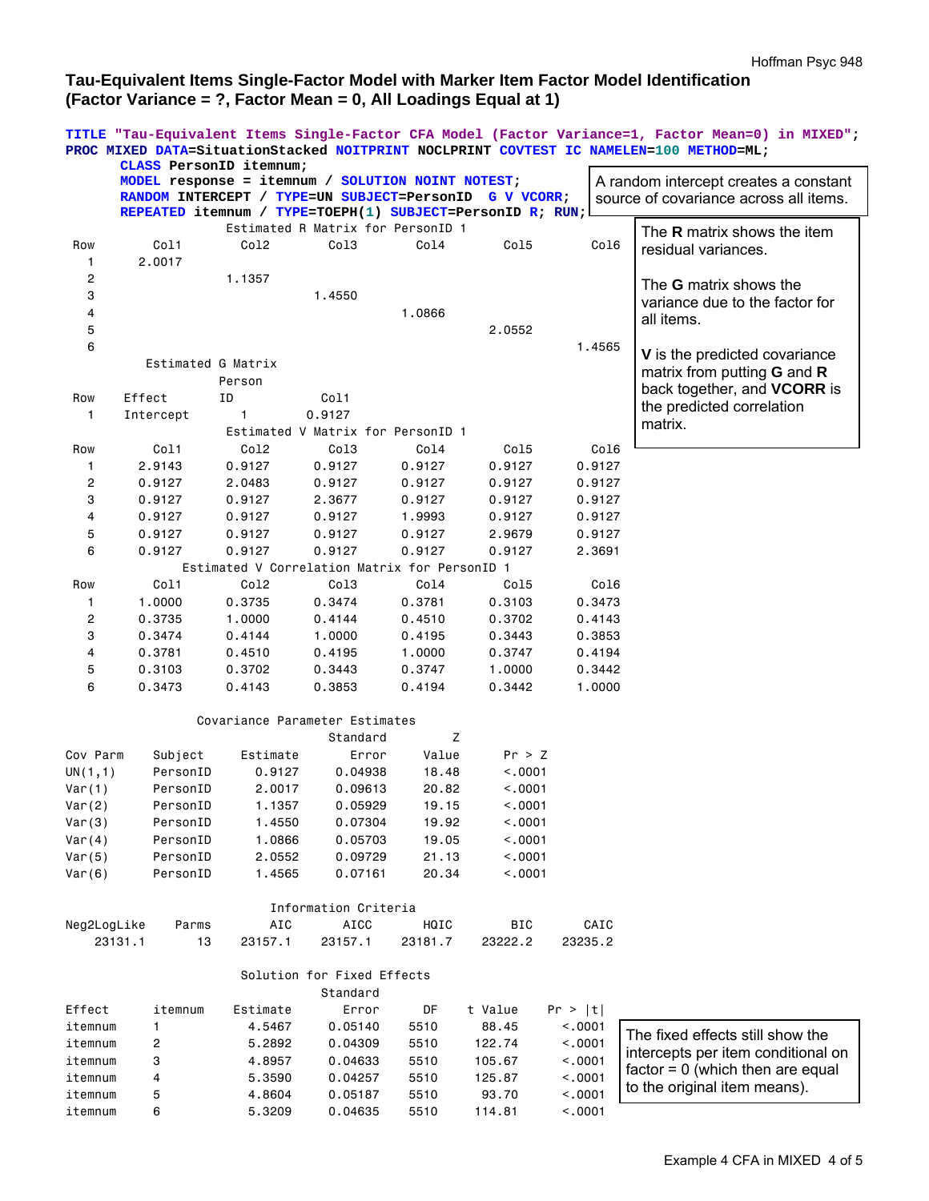## Tau-Equivalent Items Single-Factor Model with Marker Item Factor Model Identification (Factor Variance = ?, Factor Mean = 0, All Loadings Equal at 1)

```
TITLE "Tau-Equivalent Items Single-Factor CFA Model (Factor Variance=1, Factor Mean=0) in MIXED";
PROC MIXED DATA=SituationStacked NOITPRINT NOCLPRINT COVTEST IC NAMELEN=100 METHOD=ML;
     CLASS PersonID itemnum;
     MODEL response = itemnum / SOLUTION NOINT NOTEST;
     RANDOM INTERCEPT / TYPE=UN SUBJECT=PersonID  G V VCORR;
     REPEATED itemnum / TYPE=TOEPH(1) SUBJECT=PersonID R; RUN;
```

A random intercept creates a constant source of covariance across all items.

The **R** matrix shows the item residual variances.

The **G** matrix shows the variance due to the factor for all items.

**V** is the predicted covariance matrix from putting **G** and **R** back together, and **VCORR** is the predicted correlation matrix.

Estimated R Matrix for PersonID 1

| Row | Col1 | Col2 | Col3 | Col4 | Col5 | Col6 |
|---|---|---|---|---|---|---|
| 1 | 2.0017 | | | | | |
| 2 | | 1.1357 | | | | |
| 3 | | | 1.4550 | | | |
| 4 | | | | 1.0866 | | |
| 5 | | | | | 2.0552 | |
| 6 | | | | | | 1.4565 |

Estimated G Matrix

| Row | Effect | Person ID | Col1 |
|---|---|---|---|
| 1 | Intercept | 1 | 0.9127 |

Estimated V Matrix for PersonID 1

| Row | Col1 | Col2 | Col3 | Col4 | Col5 | Col6 |
|---|---|---|---|---|---|---|
| 1 | 2.9143 | 0.9127 | 0.9127 | 0.9127 | 0.9127 | 0.9127 |
| 2 | 0.9127 | 2.0483 | 0.9127 | 0.9127 | 0.9127 | 0.9127 |
| 3 | 0.9127 | 0.9127 | 2.3677 | 0.9127 | 0.9127 | 0.9127 |
| 4 | 0.9127 | 0.9127 | 0.9127 | 1.9993 | 0.9127 | 0.9127 |
| 5 | 0.9127 | 0.9127 | 0.9127 | 0.9127 | 2.9679 | 0.9127 |
| 6 | 0.9127 | 0.9127 | 0.9127 | 0.9127 | 0.9127 | 2.3691 |

Estimated V Correlation Matrix for PersonID 1

| Row | Col1 | Col2 | Col3 | Col4 | Col5 | Col6 |
|---|---|---|---|---|---|---|
| 1 | 1.0000 | 0.3735 | 0.3474 | 0.3781 | 0.3103 | 0.3473 |
| 2 | 0.3735 | 1.0000 | 0.4144 | 0.4510 | 0.3702 | 0.4143 |
| 3 | 0.3474 | 0.4144 | 1.0000 | 0.4195 | 0.3443 | 0.3853 |
| 4 | 0.3781 | 0.4510 | 0.4195 | 1.0000 | 0.3747 | 0.4194 |
| 5 | 0.3103 | 0.3702 | 0.3443 | 0.3747 | 1.0000 | 0.3442 |
| 6 | 0.3473 | 0.4143 | 0.3853 | 0.4194 | 0.3442 | 1.0000 |

Covariance Parameter Estimates

| Cov Parm | Subject | Estimate | Standard Error | Z Value | Pr > Z |
|---|---|---|---|---|---|
| UN(1,1) | PersonID | 0.9127 | 0.04938 | 18.48 | <.0001 |
| Var(1) | PersonID | 2.0017 | 0.09613 | 20.82 | <.0001 |
| Var(2) | PersonID | 1.1357 | 0.05929 | 19.15 | <.0001 |
| Var(3) | PersonID | 1.4550 | 0.07304 | 19.92 | <.0001 |
| Var(4) | PersonID | 1.0866 | 0.05703 | 19.05 | <.0001 |
| Var(5) | PersonID | 2.0552 | 0.09729 | 21.13 | <.0001 |
| Var(6) | PersonID | 1.4565 | 0.07161 | 20.34 | <.0001 |

Information Criteria

| Neg2LogLike | Parms | AIC | AICC | HQIC | BIC | CAIC |
|---|---|---|---|---|---|---|
| 23131.1 | 13 | 23157.1 | 23157.1 | 23181.7 | 23222.2 | 23235.2 |

Solution for Fixed Effects

| Effect | itemnum | Estimate | Standard Error | DF | t Value | Pr > \|t\| |
|---|---|---|---|---|---|---|
| itemnum | 1 | 4.5467 | 0.05140 | 5510 | 88.45 | <.0001 |
| itemnum | 2 | 5.2892 | 0.04309 | 5510 | 122.74 | <.0001 |
| itemnum | 3 | 4.8957 | 0.04633 | 5510 | 105.67 | <.0001 |
| itemnum | 4 | 5.3590 | 0.04257 | 5510 | 125.87 | <.0001 |
| itemnum | 5 | 4.8604 | 0.05187 | 5510 | 93.70 | <.0001 |
| itemnum | 6 | 5.3209 | 0.04635 | 5510 | 114.81 | <.0001 |

The fixed effects still show the intercepts per item conditional on factor = 0 (which then are equal to the original item means).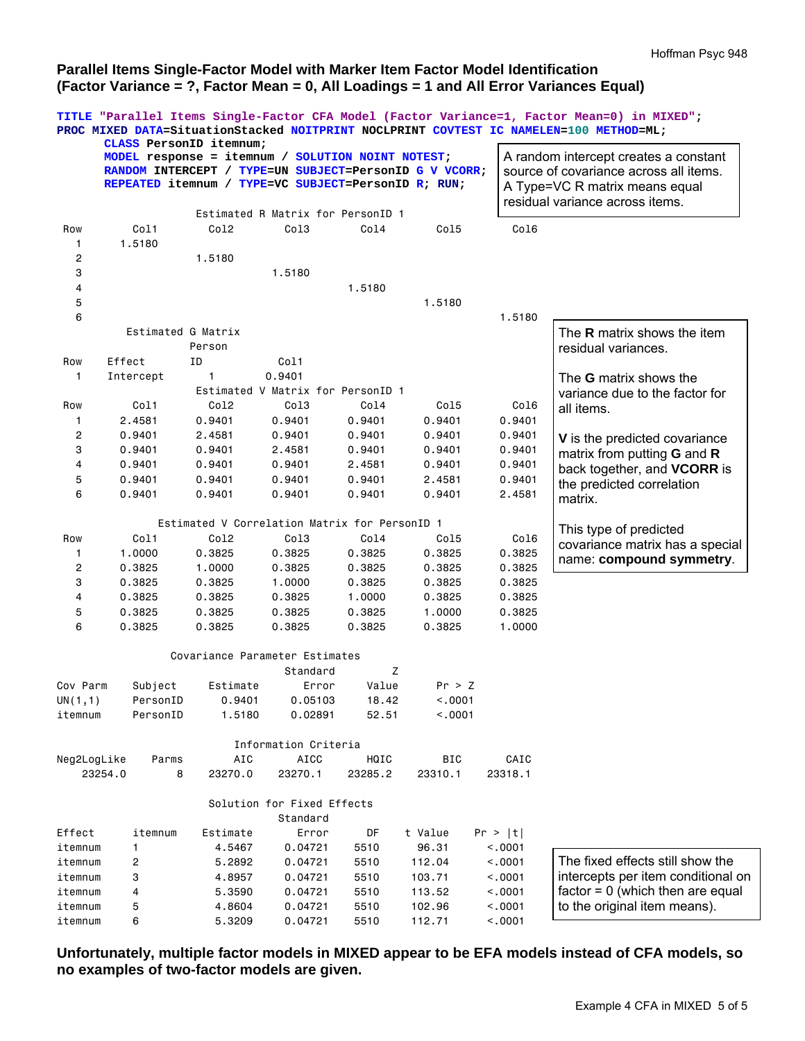**Parallel Items Single-Factor Model with Marker Item Factor Model Identification (Factor Variance = ?, Factor Mean = 0, All Loadings = 1 and All Error Variances Equal)**

```
TITLE "Parallel Items Single-Factor CFA Model (Factor Variance=1, Factor Mean=0) in MIXED";
PROC MIXED DATA=SituationStacked NOITPRINT NOCLPRINT COVTEST IC NAMELEN=100 METHOD=ML;
     CLASS PersonID itemnum;
     MODEL response = itemnum / SOLUTION NOINT NOTEST;
     RANDOM INTERCEPT / TYPE=UN SUBJECT=PersonID G V VCORR;
     REPEATED itemnum / TYPE=VC SUBJECT=PersonID R; RUN;
```

A random intercept creates a constant source of covariance across all items. A Type=VC R matrix means equal residual variance across items.

Estimated R Matrix for PersonID 1

| Row | Col1 | Col2 | Col3 | Col4 | Col5 | Col6 |
|---|---|---|---|---|---|---|
| 1 | 1.5180 | | | | | |
| 2 | | 1.5180 | | | | |
| 3 | | | 1.5180 | | | |
| 4 | | | | 1.5180 | | |
| 5 | | | | | 1.5180 | |
| 6 | | | | | | 1.5180 |

Estimated G Matrix

| Row | Effect | Person ID | Col1 |
|---|---|---|---|
| 1 | Intercept | 1 | 0.9401 |

Estimated V Matrix for PersonID 1

| Row | Col1 | Col2 | Col3 | Col4 | Col5 | Col6 |
|---|---|---|---|---|---|---|
| 1 | 2.4581 | 0.9401 | 0.9401 | 0.9401 | 0.9401 | 0.9401 |
| 2 | 0.9401 | 2.4581 | 0.9401 | 0.9401 | 0.9401 | 0.9401 |
| 3 | 0.9401 | 0.9401 | 2.4581 | 0.9401 | 0.9401 | 0.9401 |
| 4 | 0.9401 | 0.9401 | 0.9401 | 2.4581 | 0.9401 | 0.9401 |
| 5 | 0.9401 | 0.9401 | 0.9401 | 0.9401 | 2.4581 | 0.9401 |
| 6 | 0.9401 | 0.9401 | 0.9401 | 0.9401 | 0.9401 | 2.4581 |

Estimated V Correlation Matrix for PersonID 1

| Row | Col1 | Col2 | Col3 | Col4 | Col5 | Col6 |
|---|---|---|---|---|---|---|
| 1 | 1.0000 | 0.3825 | 0.3825 | 0.3825 | 0.3825 | 0.3825 |
| 2 | 0.3825 | 1.0000 | 0.3825 | 0.3825 | 0.3825 | 0.3825 |
| 3 | 0.3825 | 0.3825 | 1.0000 | 0.3825 | 0.3825 | 0.3825 |
| 4 | 0.3825 | 0.3825 | 0.3825 | 1.0000 | 0.3825 | 0.3825 |
| 5 | 0.3825 | 0.3825 | 0.3825 | 0.3825 | 1.0000 | 0.3825 |
| 6 | 0.3825 | 0.3825 | 0.3825 | 0.3825 | 0.3825 | 1.0000 |

The **R** matrix shows the item residual variances.

The **G** matrix shows the variance due to the factor for all items.

**V** is the predicted covariance matrix from putting **G** and **R** back together, and **VCORR** is the predicted correlation matrix.

This type of predicted covariance matrix has a special name: **compound symmetry**.

Covariance Parameter Estimates

| Cov Parm | Subject | Estimate | Standard Error | Z Value | Pr > Z |
|---|---|---|---|---|---|
| UN(1,1) | PersonID | 0.9401 | 0.05103 | 18.42 | <.0001 |
| itemnum | PersonID | 1.5180 | 0.02891 | 52.51 | <.0001 |

Information Criteria

| Neg2LogLike | Parms | AIC | AICC | HQIC | BIC | CAIC |
|---|---|---|---|---|---|---|
| 23254.0 | 8 | 23270.0 | 23270.1 | 23285.2 | 23310.1 | 23318.1 |

Solution for Fixed Effects

| Effect | itemnum | Estimate | Standard Error | DF | t Value | Pr > \|t\| |
|---|---|---|---|---|---|---|
| itemnum | 1 | 4.5467 | 0.04721 | 5510 | 96.31 | <.0001 |
| itemnum | 2 | 5.2892 | 0.04721 | 5510 | 112.04 | <.0001 |
| itemnum | 3 | 4.8957 | 0.04721 | 5510 | 103.71 | <.0001 |
| itemnum | 4 | 5.3590 | 0.04721 | 5510 | 113.52 | <.0001 |
| itemnum | 5 | 4.8604 | 0.04721 | 5510 | 102.96 | <.0001 |
| itemnum | 6 | 5.3209 | 0.04721 | 5510 | 112.71 | <.0001 |

The fixed effects still show the intercepts per item conditional on factor = 0 (which then are equal to the original item means).

**Unfortunately, multiple factor models in MIXED appear to be EFA models instead of CFA models, so no examples of two-factor models are given.**